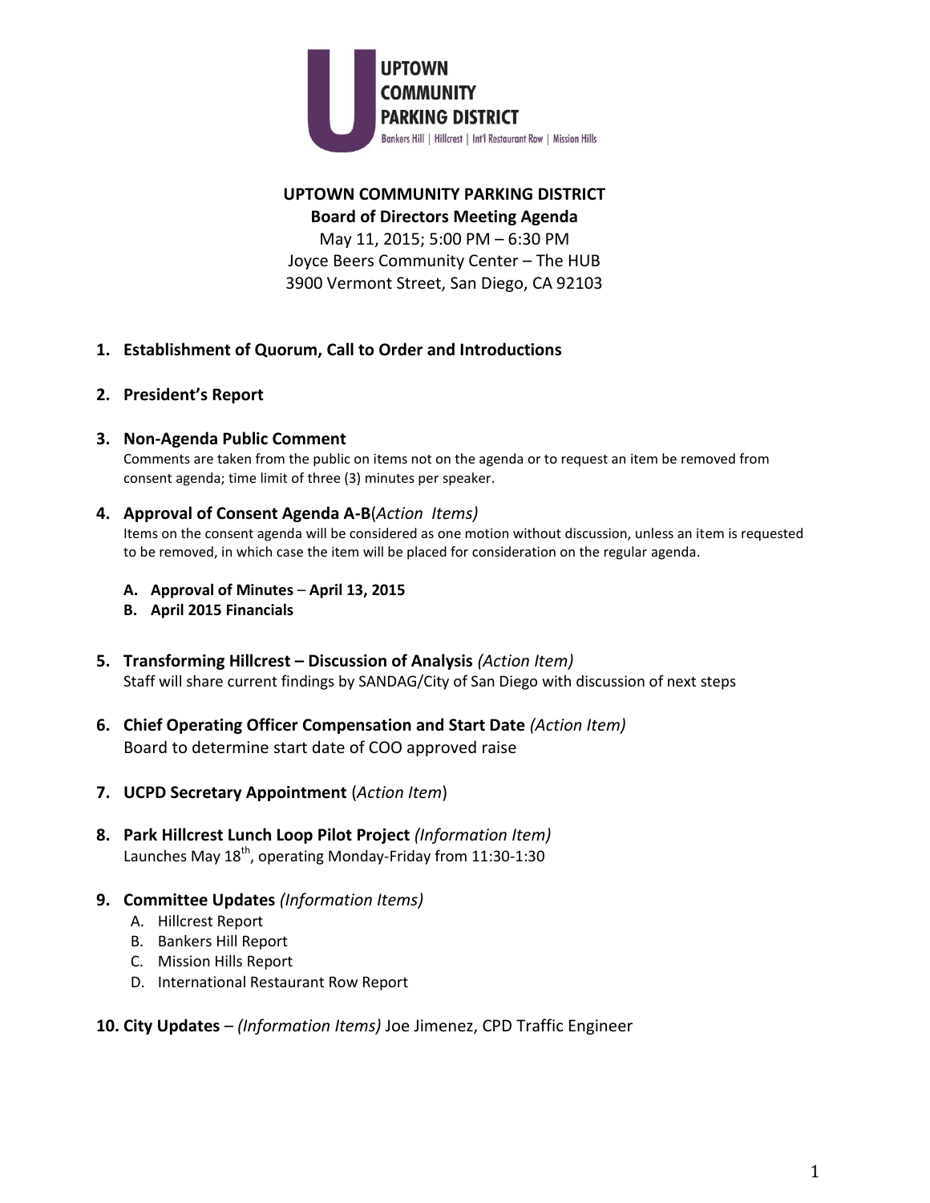UPTOWN COMMUNITY PARKING DISTRICT

Bankers Hill | Hillcrest | Int'l Restaurant Row | Mission Hills

# UPTOWN COMMUNITY PARKING DISTRICT

## Board of Directors Meeting Agenda

May 11, 2015; 5:00 PM – 6:30 PM
Joyce Beers Community Center – The HUB
3900 Vermont Street, San Diego, CA 92103

1. **Establishment of Quorum, Call to Order and Introductions**

2. **President's Report**

3. **Non-Agenda Public Comment**
   Comments are taken from the public on items not on the agenda or to request an item be removed from consent agenda; time limit of three (3) minutes per speaker.

4. **Approval of Consent Agenda A-B**(*Action Items)*
   Items on the consent agenda will be considered as one motion without discussion, unless an item is requested to be removed, in which case the item will be placed for consideration on the regular agenda.

   A. **Approval of Minutes** – **April 13, 2015**
   B. **April 2015 Financials**

5. **Transforming Hillcrest – Discussion of Analysis** *(Action Item)*
   Staff will share current findings by SANDAG/City of San Diego with discussion of next steps

6. **Chief Operating Officer Compensation and Start Date** *(Action Item)*
   Board to determine start date of COO approved raise

7. **UCPD Secretary Appointment** (*Action Item*)

8. **Park Hillcrest Lunch Loop Pilot Project** *(Information Item)*
   Launches May 18th, operating Monday-Friday from 11:30-1:30

9. **Committee Updates** *(Information Items)*
   A. Hillcrest Report
   B. Bankers Hill Report
   C. Mission Hills Report
   D. International Restaurant Row Report

10. **City Updates** – *(Information Items)* Joe Jimenez, CPD Traffic Engineer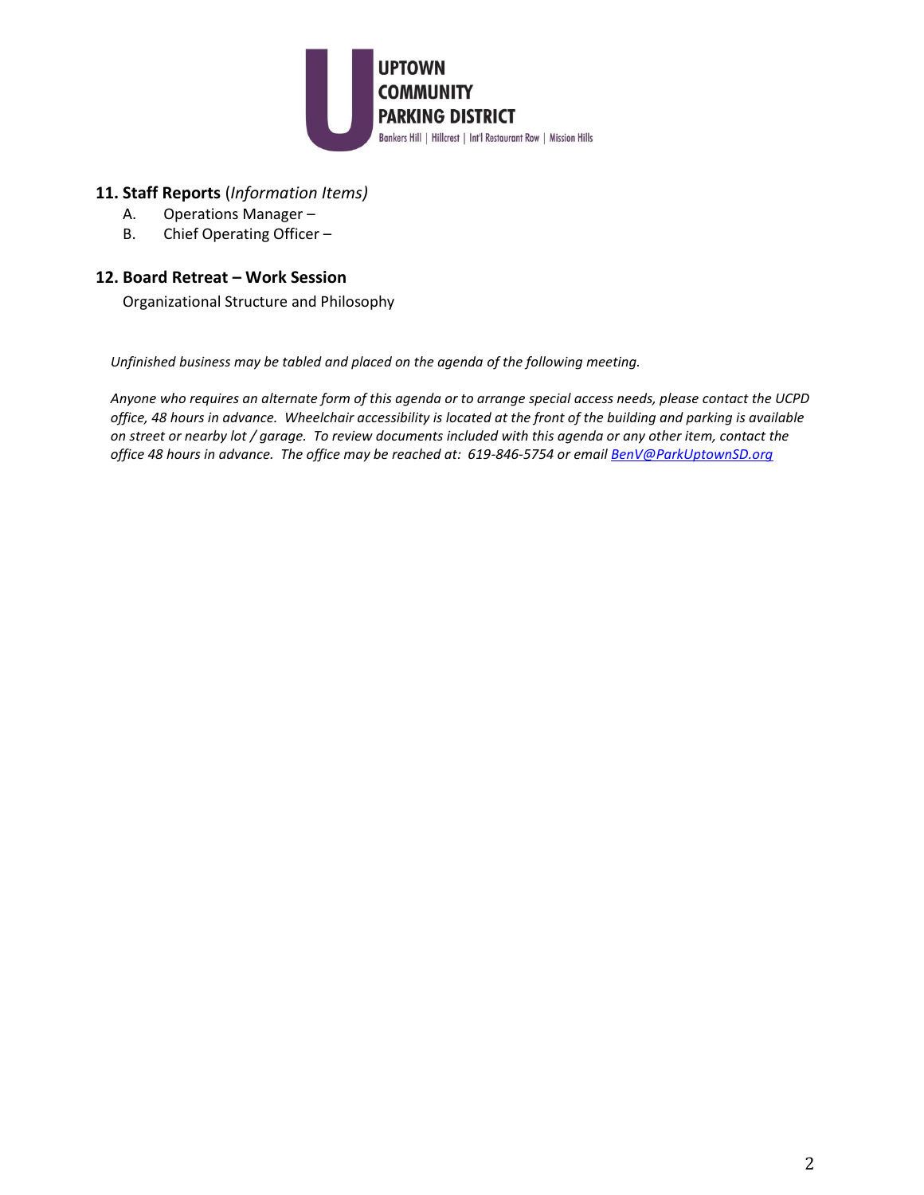**11. Staff Reports** (*Information Items)*

A. Operations Manager –
B. Chief Operating Officer –

**12. Board Retreat – Work Session**

Organizational Structure and Philosophy

*Unfinished business may be tabled and placed on the agenda of the following meeting.*

*Anyone who requires an alternate form of this agenda or to arrange special access needs, please contact the UCPD office, 48 hours in advance. Wheelchair accessibility is located at the front of the building and parking is available on street or nearby lot / garage. To review documents included with this agenda or any other item, contact the office 48 hours in advance. The office may be reached at: 619-846-5754 or email [BenV@ParkUptownSD.org](mailto:BenV@ParkUptownSD.org)*